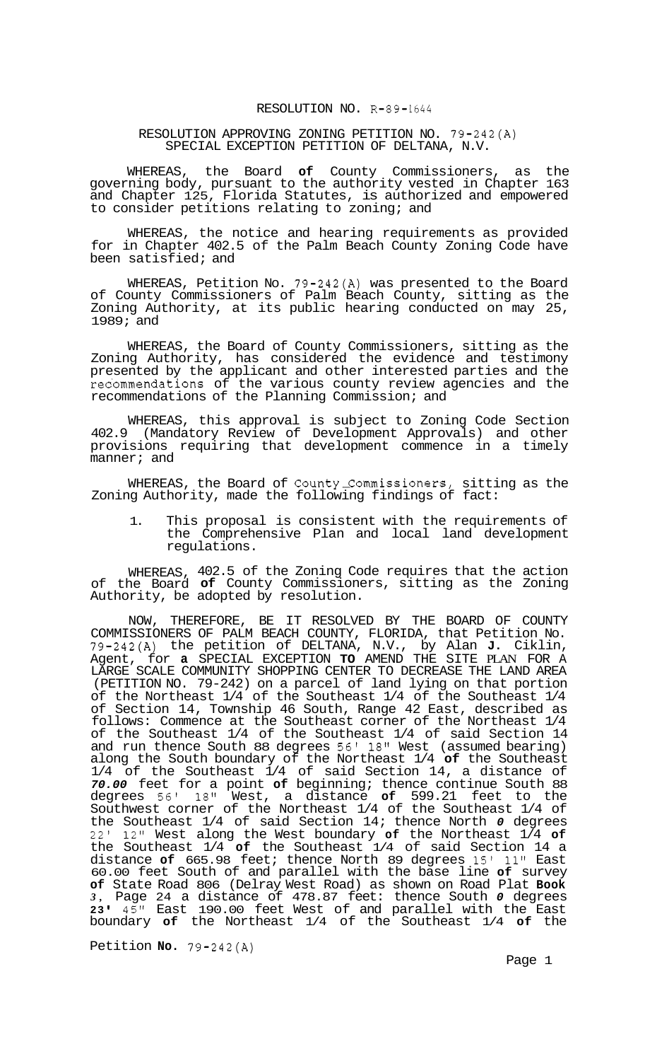# RESOLUTION NO. R-89-1644

## RESOLUTION APPROVING ZONING PETITION NO. 79-242(A) SPECIAL EXCEPTION PETITION OF DELTANA, N.V.

WHEREAS, the Board **of** County Commissioners, as the governing body, pursuant to the authority vested in Chapter 163 and Chapter 125, Florida Statutes, is authorized and empowered to consider petitions relating to zoning; and

WHEREAS, the notice and hearing requirements as provided for in Chapter 402.5 of the Palm Beach County Zoning Code have been satisfied; and

WHEREAS, Petition No. 79-242(A) was presented to the Board of County Commissioners of Palm Beach County, sitting as the Zoning Authority, at its public hearing conducted on may 25, 1989; and

WHEREAS, the Board of County Commissioners, sitting as the Zoning Authority, has considered the evidence and testimony presented by the applicant and other interested parties and the recommendations of the various county review agencies and the recommendations of the Planning Commission; and

WHEREAS, this approval is subject to Zoning Code Section 402.9 (Mandatory Review of Development Approvals) and other provisions requiring that development commence in a timely manner; and

WHEREAS, the Board of County Commissioners, sitting as the Zoning Authority, made the following findings of fact:

1. This proposal is consistent with the requirements of the Comprehensive Plan and local land development regulations.

WHEREAS, 402.5 of the Zoning Code requires that the action of the Board **of** County Commissioners, sitting as the Zoning Authority, be adopted by resolution.

NOW, THEREFORE, BE IT RESOLVED BY THE BOARD OF COUNTY COMMISSIONERS OF PALM BEACH COUNTY, FLORIDA, that Petition No. 79-242(A) the petition of DELTANA, N.V., by Alan **J.** Ciklin, Agent, for **a** SPECIAL EXCEPTION **TO** AMEND THE SITE PLAN FOR A LARGE SCALE COMMUNITY SHOPPING CENTER TO DECREASE THE LAND AREA (PETITION NO. 79-242) on a parcel of land lying on that portion of the Northeast 1/4 of the Southeast 1/4 of the Southeast 1/4 of Section 14, Township 46 South, Range 42 East, described as follows: Commence at the Southeast corner of the Northeast 1/4 of the Southeast 1/4 of the Southeast 1/4 of said Section 14 and run thence South 88 degrees 56' 18" West (assumed bearing) along the South boundary of the Northeast 1/4 **of** the Southeast 1/4 of the Southeast 1/4 of said Section 14, a distance of ***70.00*** feet for a point **of** beginning; thence continue South 88 degrees 56' 18" West, a distance **of** 599.21 feet to the Southwest corner of the Northeast 1/4 of the Southeast 1/4 of the Southeast 1/4 of said Section 14; thence North ***0*** degrees 22' 12" West along the West boundary **of** the Northeast 1/4 **of** the Southeast 1/4 **of** the Southeast 1/4 of said Section 14 a distance **of** 665.98 feet; thence North 89 degrees 15' 11" East 60.00 feet South of and parallel with the base line **of** survey **of** State Road 806 (Delray West Road) as shown on Road Plat **Book** *3*, Page 24 a distance of 478.87 feet: thence South ***0*** degrees **23'** 45" East 190.00 feet West of and parallel with the East boundary **of** the Northeast 1/4 of the Southeast 1/4 **of** the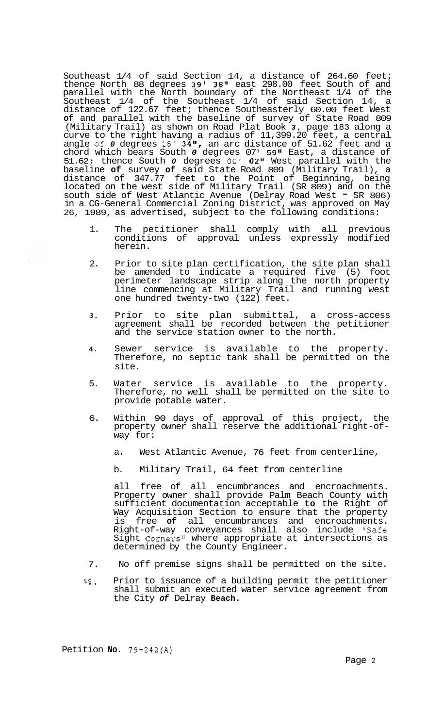Southeast 1/4 of said Section 14, a distance of 264.60 feet; thence North 88 degrees 39' 38" east 298.00 feet South of and parallel with the North boundary of the Northeast 1/4 of the Southeast 1/4 of the Southeast 1/4 of said Section 14, a distance of 122.67 feet; thence Southeasterly 60.00 feet West of and parallel with the baseline of survey of State Road 809 (Military Trail) as shown on Road Plat Book 3, page 183 along a curve to the right having a radius of 11,399.20 feet, a central angle of 0 degrees 15' 34", an arc distance of 51.62 feet and a chord which bears South 0 degrees 07' 59" East, a distance of 51.62; thence South 0 degrees 00' 02" West parallel with the baseline of survey of said State Road 809 (Military Trail), a distance of 347.77 feet to the Point of Beginning, being located on the west side of Military Trail (SR 809) and on the south side of West Atlantic Avenue (Delray Road West - SR 806) in a CG-General Commercial Zoning District, was approved on May 26, 1989, as advertised, subject to the following conditions:

1. The petitioner shall comply with all previous conditions of approval unless expressly modified herein.

2. Prior to site plan certification, the site plan shall be amended to indicate a required five (5) foot perimeter landscape strip along the north property line commencing at Military Trail and running west one hundred twenty-two (122) feet.

3. Prior to site plan submittal, a cross-access agreement shall be recorded between the petitioner and the service station owner to the north.

4. Sewer service is available to the property. Therefore, no septic tank shall be permitted on the site.

5. Water service is available to the property. Therefore, no well shall be permitted on the site to provide potable water.

6. Within 90 days of approval of this project, the property owner shall reserve the additional right-of-way for:

    a. West Atlantic Avenue, 76 feet from centerline,

    b. Military Trail, 64 feet from centerline

    all free of all encumbrances and encroachments. Property owner shall provide Palm Beach County with sufficient documentation acceptable to the Right of Way Acquisition Section to ensure that the property is free of all encumbrances and encroachments. Right-of-way conveyances shall also include "Safe Sight Corners" where appropriate at intersections as determined by the County Engineer.

7. No off premise signs shall be permitted on the site.

8. Prior to issuance of a building permit the petitioner shall submit an executed water service agreement from the City of Delray Beach.

Petition No. 79-242(A)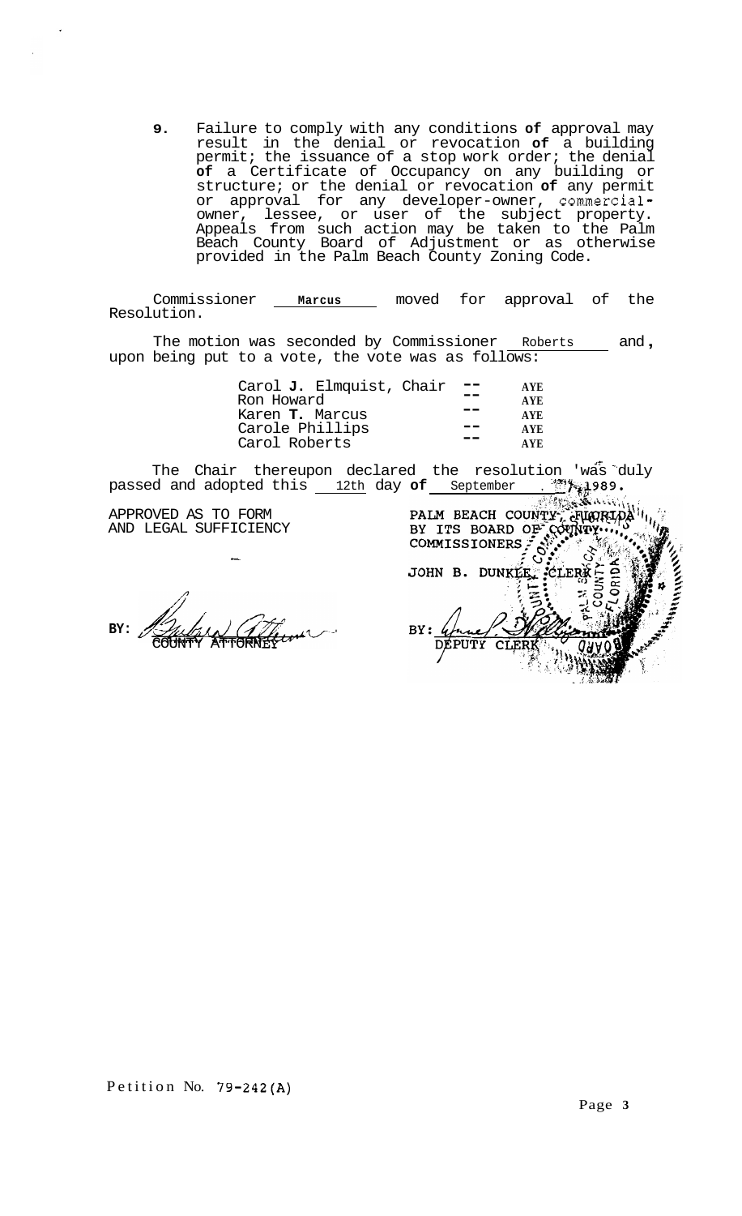9. Failure to comply with any conditions **of** approval may result in the denial or revocation **of** a building permit; the issuance of a stop work order; the denial **of** a Certificate of Occupancy on any building or structure; or the denial or revocation **of** any permit or approval for any developer-owner, commercial-owner, lessee, or user of the subject property. Appeals from such action may be taken to the Palm Beach County Board of Adjustment or as otherwise provided in the Palm Beach County Zoning Code.

Commissioner **Marcus** moved for approval of the Resolution.

The motion was seconded by Commissioner Roberts and, upon being put to a vote, the vote was as follows:

| | | |
|---|---|---|
| Carol J. Elmquist, Chair | -- | AYE |
| Ron Howard | -- | AYE |
| Karen T. Marcus | -- | AYE |
| Carole Phillips | -- | AYE |
| Carol Roberts | -- | AYE |

The Chair thereupon declared the resolution was duly passed and adopted this 12th day **of** September, 1989.

APPROVED AS TO FORM AND LEGAL SUFFICIENCY

BY: COUNTY ATTORNEY

PALM BEACH COUNTY, FLORIDA BY ITS BOARD OF COUNTY COMMISSIONERS

JOHN B. DUNKLE, CLERK

BY: DEPUTY CLERK

Petition No. 79-242(A)